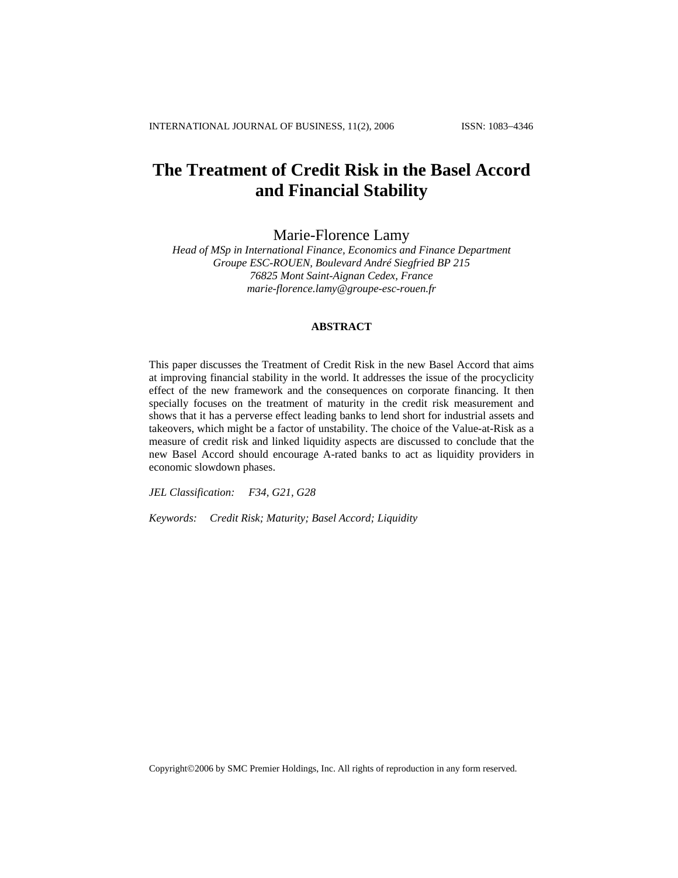# The Treatment of Credit Risk in the Basel Accord and Financial Stability

Marie-Florence Lamy

*Head of MSp in International Finance, Economics and Finance Department*
*Groupe ESC-ROUEN, Boulevard André Siegfried BP 215*
*76825 Mont Saint-Aignan Cedex, France*
*marie-florence.lamy@groupe-esc-rouen.fr*

## ABSTRACT

This paper discusses the Treatment of Credit Risk in the new Basel Accord that aims at improving financial stability in the world. It addresses the issue of the procyclicity effect of the new framework and the consequences on corporate financing. It then specially focuses on the treatment of maturity in the credit risk measurement and shows that it has a perverse effect leading banks to lend short for industrial assets and takeovers, which might be a factor of unstability. The choice of the Value-at-Risk as a measure of credit risk and linked liquidity aspects are discussed to conclude that the new Basel Accord should encourage A-rated banks to act as liquidity providers in economic slowdown phases.

*JEL Classification:* *F34, G21, G28*

*Keywords:* *Credit Risk; Maturity; Basel Accord; Liquidity*

Copyright©2006 by SMC Premier Holdings, Inc. All rights of reproduction in any form reserved.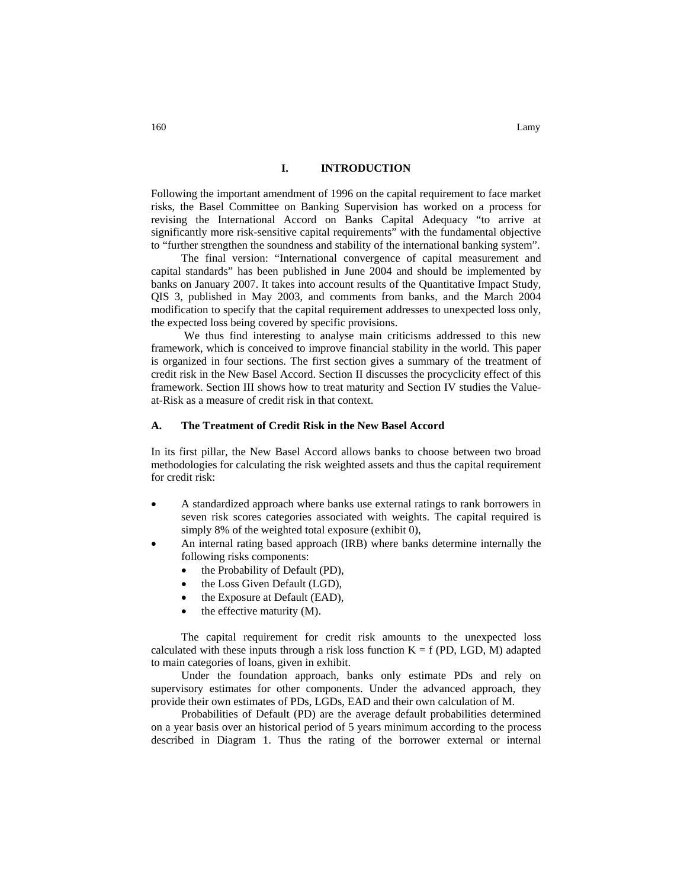## I. INTRODUCTION

Following the important amendment of 1996 on the capital requirement to face market risks, the Basel Committee on Banking Supervision has worked on a process for revising the International Accord on Banks Capital Adequacy "to arrive at significantly more risk-sensitive capital requirements" with the fundamental objective to "further strengthen the soundness and stability of the international banking system".

The final version: "International convergence of capital measurement and capital standards" has been published in June 2004 and should be implemented by banks on January 2007. It takes into account results of the Quantitative Impact Study, QIS 3, published in May 2003, and comments from banks, and the March 2004 modification to specify that the capital requirement addresses to unexpected loss only, the expected loss being covered by specific provisions.

We thus find interesting to analyse main criticisms addressed to this new framework, which is conceived to improve financial stability in the world. This paper is organized in four sections. The first section gives a summary of the treatment of credit risk in the New Basel Accord. Section II discusses the procyclicity effect of this framework. Section III shows how to treat maturity and Section IV studies the Value-at-Risk as a measure of credit risk in that context.

### A. The Treatment of Credit Risk in the New Basel Accord

In its first pillar, the New Basel Accord allows banks to choose between two broad methodologies for calculating the risk weighted assets and thus the capital requirement for credit risk:

- A standardized approach where banks use external ratings to rank borrowers in seven risk scores categories associated with weights. The capital required is simply 8% of the weighted total exposure (exhibit 0),
- An internal rating based approach (IRB) where banks determine internally the following risks components:
  - the Probability of Default (PD),
  - the Loss Given Default (LGD),
  - the Exposure at Default (EAD),
  - the effective maturity (M).

The capital requirement for credit risk amounts to the unexpected loss calculated with these inputs through a risk loss function K = f (PD, LGD, M) adapted to main categories of loans, given in exhibit.

Under the foundation approach, banks only estimate PDs and rely on supervisory estimates for other components. Under the advanced approach, they provide their own estimates of PDs, LGDs, EAD and their own calculation of M.

Probabilities of Default (PD) are the average default probabilities determined on a year basis over an historical period of 5 years minimum according to the process described in Diagram 1. Thus the rating of the borrower external or internal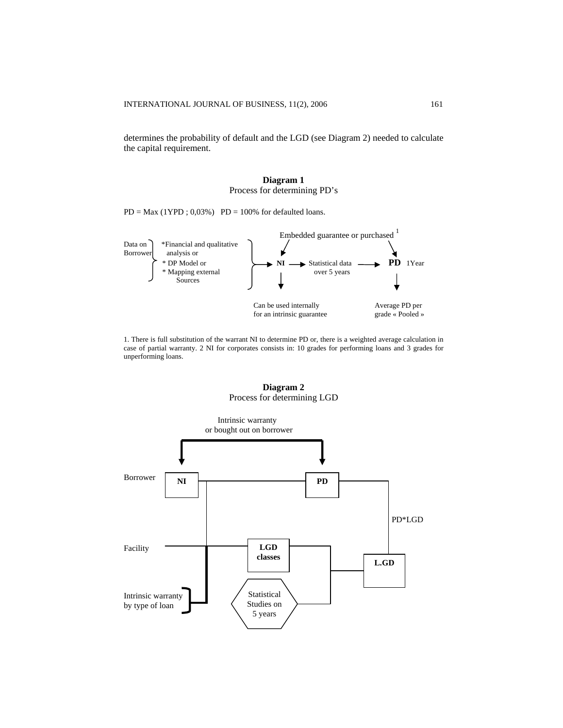determines the probability of default and the LGD (see Diagram 2) needed to calculate the capital requirement.

**Diagram 1**
Process for determining PD's

PD = Max (1YPD ; 0,03%)   PD = 100% for defaulted loans.

Embedded guarantee or purchased [1]

Data on Borrower

*Financial and qualitative analysis or
* DP Model or
* Mapping external Sources

NI

Statistical data over 5 years

PD 1Year

Can be used internally for an intrinsic guarantee

Average PD per grade « Pooled »

1. There is full substitution of the warrant NI to determine PD or, there is a weighted average calculation in case of partial warranty. 2 NI for corporates consists in: 10 grades for performing loans and 3 grades for unperforming loans.

**Diagram 2**
Process for determining LGD

Intrinsic warranty
or bought out on borrower

Borrower

NI

PD

PD*LGD

Facility

LGD classes

L.GD

Intrinsic warranty by type of loan

Statistical Studies on 5 years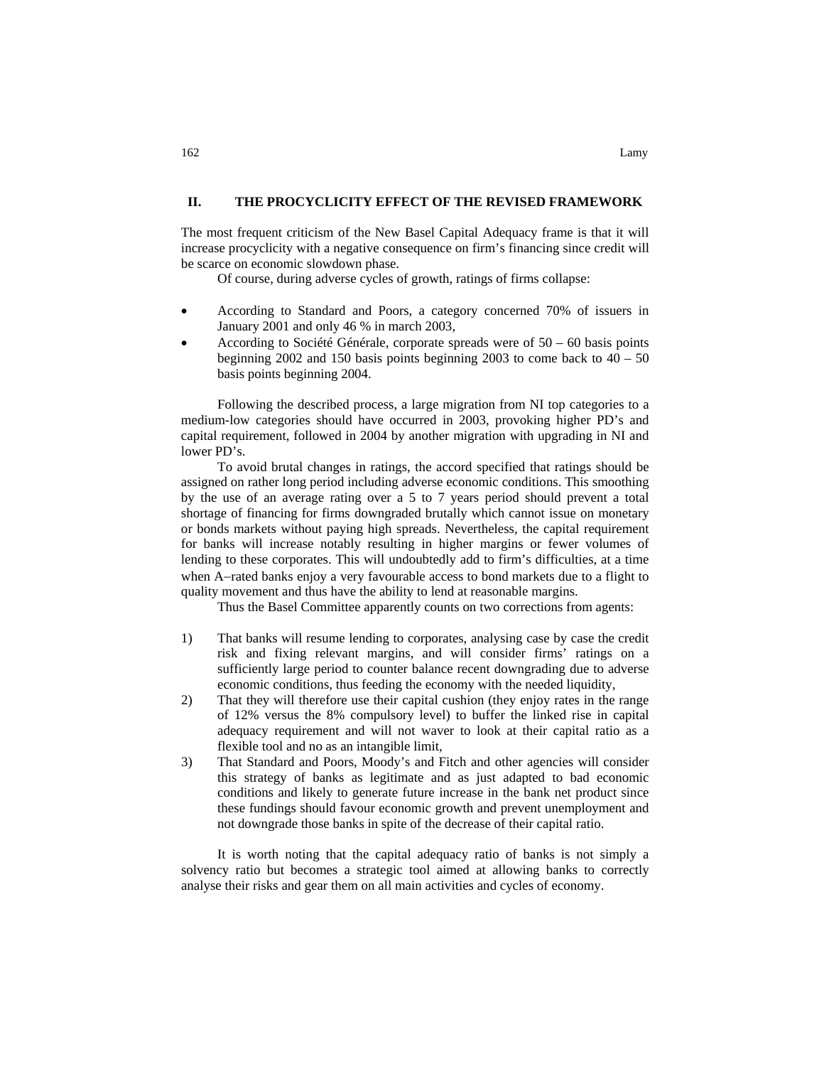## II. THE PROCYCLICITY EFFECT OF THE REVISED FRAMEWORK

The most frequent criticism of the New Basel Capital Adequacy frame is that it will increase procyclicity with a negative consequence on firm's financing since credit will be scarce on economic slowdown phase.

Of course, during adverse cycles of growth, ratings of firms collapse:

- According to Standard and Poors, a category concerned 70% of issuers in January 2001 and only 46 % in march 2003,
- According to Société Générale, corporate spreads were of 50 – 60 basis points beginning 2002 and 150 basis points beginning 2003 to come back to 40 – 50 basis points beginning 2004.

Following the described process, a large migration from NI top categories to a medium-low categories should have occurred in 2003, provoking higher PD's and capital requirement, followed in 2004 by another migration with upgrading in NI and lower PD's.

To avoid brutal changes in ratings, the accord specified that ratings should be assigned on rather long period including adverse economic conditions. This smoothing by the use of an average rating over a 5 to 7 years period should prevent a total shortage of financing for firms downgraded brutally which cannot issue on monetary or bonds markets without paying high spreads. Nevertheless, the capital requirement for banks will increase notably resulting in higher margins or fewer volumes of lending to these corporates. This will undoubtedly add to firm's difficulties, at a time when A–rated banks enjoy a very favourable access to bond markets due to a flight to quality movement and thus have the ability to lend at reasonable margins.

Thus the Basel Committee apparently counts on two corrections from agents:

1) That banks will resume lending to corporates, analysing case by case the credit risk and fixing relevant margins, and will consider firms' ratings on a sufficiently large period to counter balance recent downgrading due to adverse economic conditions, thus feeding the economy with the needed liquidity,
2) That they will therefore use their capital cushion (they enjoy rates in the range of 12% versus the 8% compulsory level) to buffer the linked rise in capital adequacy requirement and will not waver to look at their capital ratio as a flexible tool and no as an intangible limit,
3) That Standard and Poors, Moody's and Fitch and other agencies will consider this strategy of banks as legitimate and as just adapted to bad economic conditions and likely to generate future increase in the bank net product since these fundings should favour economic growth and prevent unemployment and not downgrade those banks in spite of the decrease of their capital ratio.

It is worth noting that the capital adequacy ratio of banks is not simply a solvency ratio but becomes a strategic tool aimed at allowing banks to correctly analyse their risks and gear them on all main activities and cycles of economy.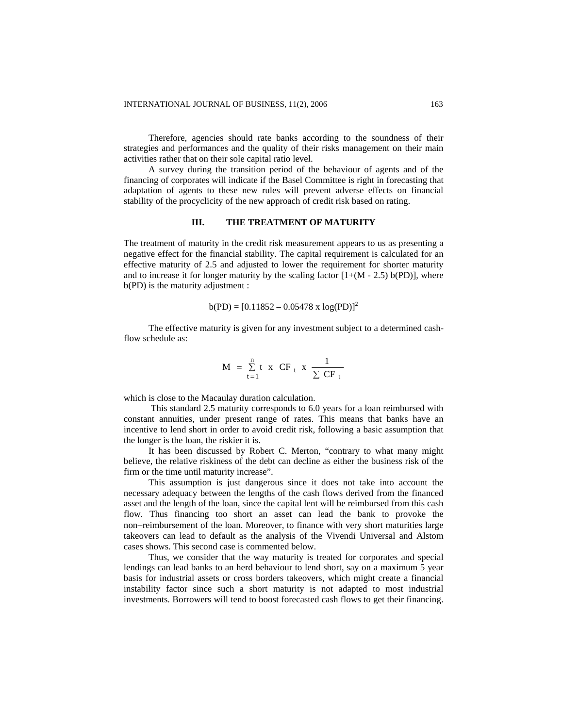Therefore, agencies should rate banks according to the soundness of their strategies and performances and the quality of their risks management on their main activities rather that on their sole capital ratio level.

A survey during the transition period of the behaviour of agents and of the financing of corporates will indicate if the Basel Committee is right in forecasting that adaptation of agents to these new rules will prevent adverse effects on financial stability of the procyclicity of the new approach of credit risk based on rating.

## III. THE TREATMENT OF MATURITY

The treatment of maturity in the credit risk measurement appears to us as presenting a negative effect for the financial stability. The capital requirement is calculated for an effective maturity of 2.5 and adjusted to lower the requirement for shorter maturity and to increase it for longer maturity by the scaling factor [1+(M - 2.5) b(PD)], where b(PD) is the maturity adjustment :

$$b(PD) = [0.11852 - 0.05478 \times \log(PD)]^2$$

The effective maturity is given for any investment subject to a determined cash-flow schedule as:

$$M = \sum_{t=1}^{n} t \times CF_t \times \frac{1}{\sum CF_t}$$

which is close to the Macaulay duration calculation.

This standard 2.5 maturity corresponds to 6.0 years for a loan reimbursed with constant annuities, under present range of rates. This means that banks have an incentive to lend short in order to avoid credit risk, following a basic assumption that the longer is the loan, the riskier it is.

It has been discussed by Robert C. Merton, "contrary to what many might believe, the relative riskiness of the debt can decline as either the business risk of the firm or the time until maturity increase".

This assumption is just dangerous since it does not take into account the necessary adequacy between the lengths of the cash flows derived from the financed asset and the length of the loan, since the capital lent will be reimbursed from this cash flow. Thus financing too short an asset can lead the bank to provoke the non–reimbursement of the loan. Moreover, to finance with very short maturities large takeovers can lead to default as the analysis of the Vivendi Universal and Alstom cases shows. This second case is commented below.

Thus, we consider that the way maturity is treated for corporates and special lendings can lead banks to an herd behaviour to lend short, say on a maximum 5 year basis for industrial assets or cross borders takeovers, which might create a financial instability factor since such a short maturity is not adapted to most industrial investments. Borrowers will tend to boost forecasted cash flows to get their financing.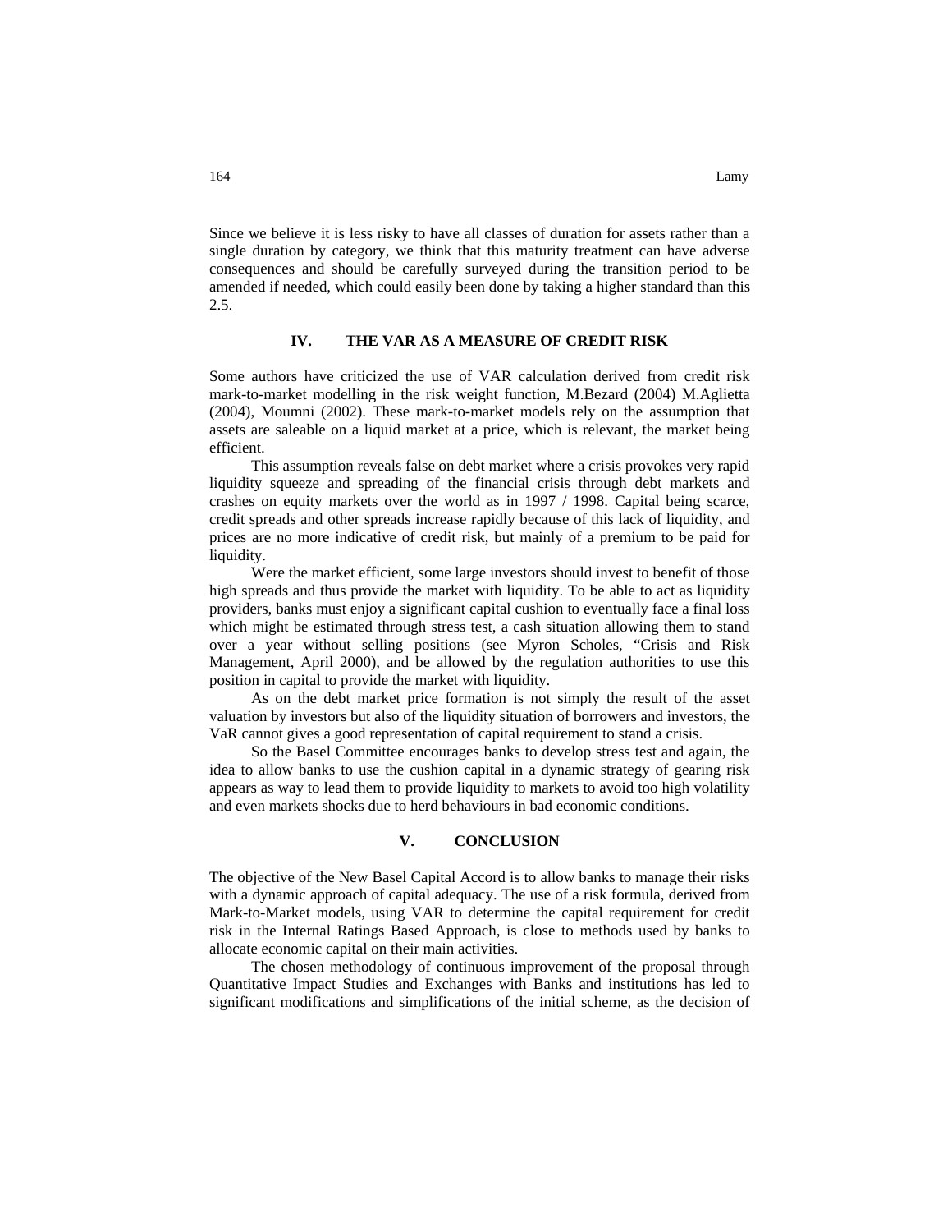Since we believe it is less risky to have all classes of duration for assets rather than a single duration by category, we think that this maturity treatment can have adverse consequences and should be carefully surveyed during the transition period to be amended if needed, which could easily been done by taking a higher standard than this 2.5.

## IV. THE VAR AS A MEASURE OF CREDIT RISK

Some authors have criticized the use of VAR calculation derived from credit risk mark-to-market modelling in the risk weight function, M.Bezard (2004) M.Aglietta (2004), Moumni (2002). These mark-to-market models rely on the assumption that assets are saleable on a liquid market at a price, which is relevant, the market being efficient.

This assumption reveals false on debt market where a crisis provokes very rapid liquidity squeeze and spreading of the financial crisis through debt markets and crashes on equity markets over the world as in 1997 / 1998. Capital being scarce, credit spreads and other spreads increase rapidly because of this lack of liquidity, and prices are no more indicative of credit risk, but mainly of a premium to be paid for liquidity.

Were the market efficient, some large investors should invest to benefit of those high spreads and thus provide the market with liquidity. To be able to act as liquidity providers, banks must enjoy a significant capital cushion to eventually face a final loss which might be estimated through stress test, a cash situation allowing them to stand over a year without selling positions (see Myron Scholes, "Crisis and Risk Management, April 2000), and be allowed by the regulation authorities to use this position in capital to provide the market with liquidity.

As on the debt market price formation is not simply the result of the asset valuation by investors but also of the liquidity situation of borrowers and investors, the VaR cannot gives a good representation of capital requirement to stand a crisis.

So the Basel Committee encourages banks to develop stress test and again, the idea to allow banks to use the cushion capital in a dynamic strategy of gearing risk appears as way to lead them to provide liquidity to markets to avoid too high volatility and even markets shocks due to herd behaviours in bad economic conditions.

## V. CONCLUSION

The objective of the New Basel Capital Accord is to allow banks to manage their risks with a dynamic approach of capital adequacy. The use of a risk formula, derived from Mark-to-Market models, using VAR to determine the capital requirement for credit risk in the Internal Ratings Based Approach, is close to methods used by banks to allocate economic capital on their main activities.

The chosen methodology of continuous improvement of the proposal through Quantitative Impact Studies and Exchanges with Banks and institutions has led to significant modifications and simplifications of the initial scheme, as the decision of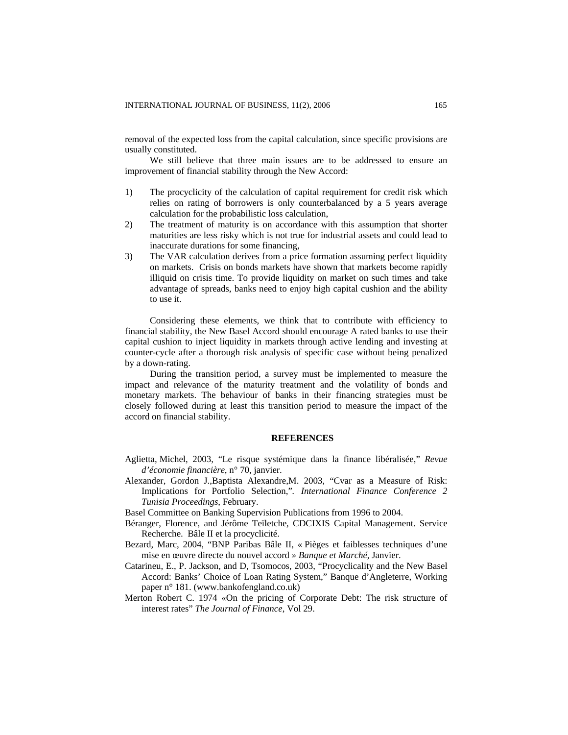removal of the expected loss from the capital calculation, since specific provisions are usually constituted.

We still believe that three main issues are to be addressed to ensure an improvement of financial stability through the New Accord:

1) The procyclicity of the calculation of capital requirement for credit risk which relies on rating of borrowers is only counterbalanced by a 5 years average calculation for the probabilistic loss calculation,
2) The treatment of maturity is on accordance with this assumption that shorter maturities are less risky which is not true for industrial assets and could lead to inaccurate durations for some financing,
3) The VAR calculation derives from a price formation assuming perfect liquidity on markets. Crisis on bonds markets have shown that markets become rapidly illiquid on crisis time. To provide liquidity on market on such times and take advantage of spreads, banks need to enjoy high capital cushion and the ability to use it.

Considering these elements, we think that to contribute with efficiency to financial stability, the New Basel Accord should encourage A rated banks to use their capital cushion to inject liquidity in markets through active lending and investing at counter-cycle after a thorough risk analysis of specific case without being penalized by a down-rating.

During the transition period, a survey must be implemented to measure the impact and relevance of the maturity treatment and the volatility of bonds and monetary markets. The behaviour of banks in their financing strategies must be closely followed during at least this transition period to measure the impact of the accord on financial stability.

## REFERENCES

Aglietta, Michel, 2003, "Le risque systémique dans la finance libéralisée," *Revue d'économie financière*, n° 70, janvier.

Alexander, Gordon J.,Baptista Alexandre,M. 2003, "Cvar as a Measure of Risk: Implications for Portfolio Selection,". *International Finance Conference 2 Tunisia Proceedings*, February.

Basel Committee on Banking Supervision Publications from 1996 to 2004.

Béranger, Florence, and Jérôme Teïletche, CDCIXIS Capital Management. Service Recherche. Bâle II et la procyclicité.

Bezard, Marc, 2004, "BNP Paribas Bâle II, « Pièges et faiblesses techniques d'une mise en œuvre directe du nouvel accord » *Banque et Marché*, Janvier.

Catarineu, E., P. Jackson, and D, Tsomocos, 2003, "Procyclicality and the New Basel Accord: Banks' Choice of Loan Rating System," Banque d'Angleterre, Working paper n° 181. (www.bankofengland.co.uk)

Merton Robert C. 1974 «On the pricing of Corporate Debt: The risk structure of interest rates" *The Journal of Finance*, Vol 29.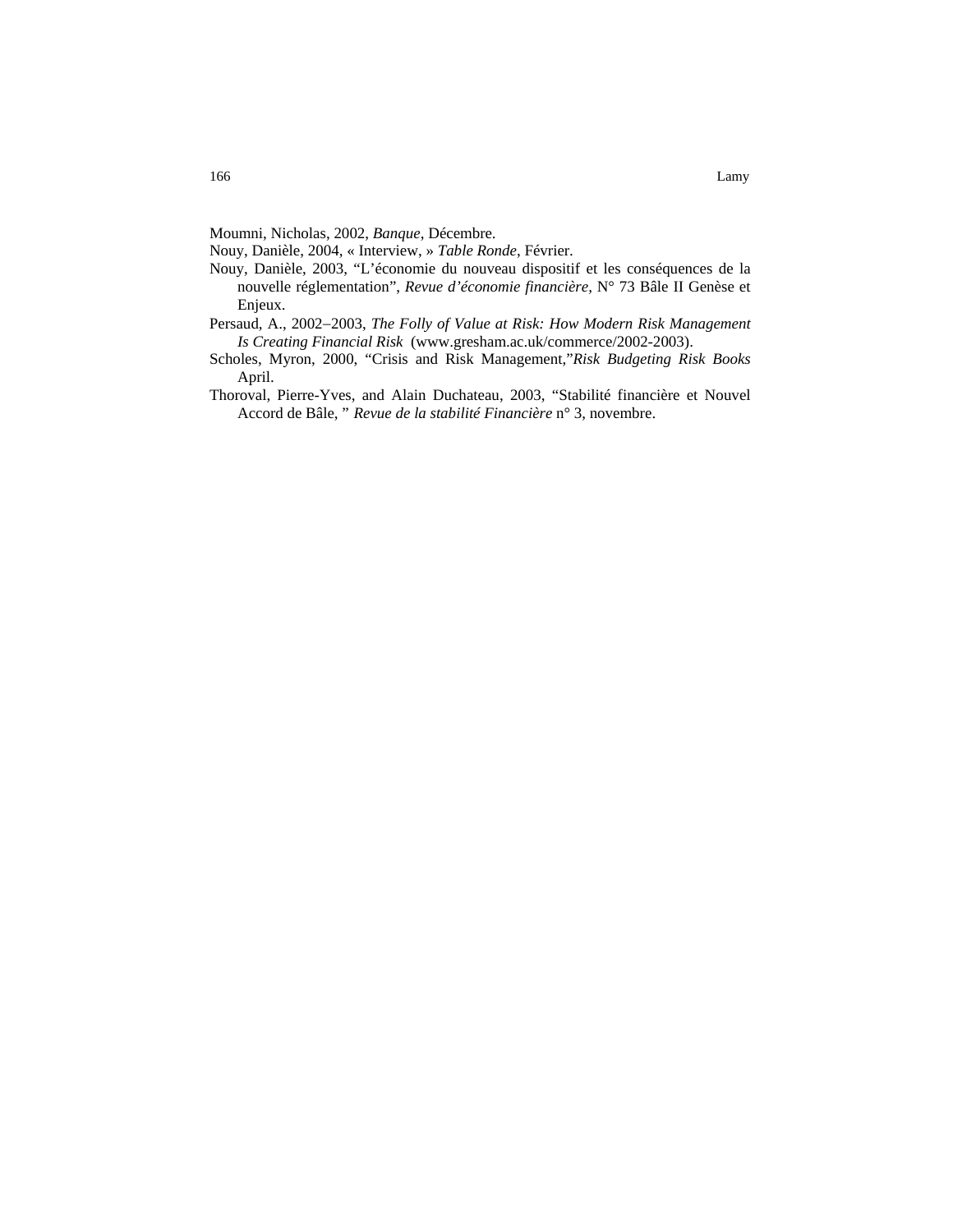Moumni, Nicholas, 2002, *Banque*, Décembre.

Nouy, Danièle, 2004, « Interview, » *Table Ronde*, Février.

Nouy, Danièle, 2003, "L'économie du nouveau dispositif et les conséquences de la nouvelle réglementation", *Revue d'économie financière,* N° 73 Bâle II Genèse et Enjeux.

Persaud, A., 2002–2003, *The Folly of Value at Risk: How Modern Risk Management Is Creating Financial Risk* (www.gresham.ac.uk/commerce/2002-2003).

Scholes, Myron, 2000, "Crisis and Risk Management,"*Risk Budgeting Risk Books* April.

Thoroval, Pierre-Yves, and Alain Duchateau, 2003, "Stabilité financière et Nouvel Accord de Bâle, " *Revue de la stabilité Financière* n° 3, novembre.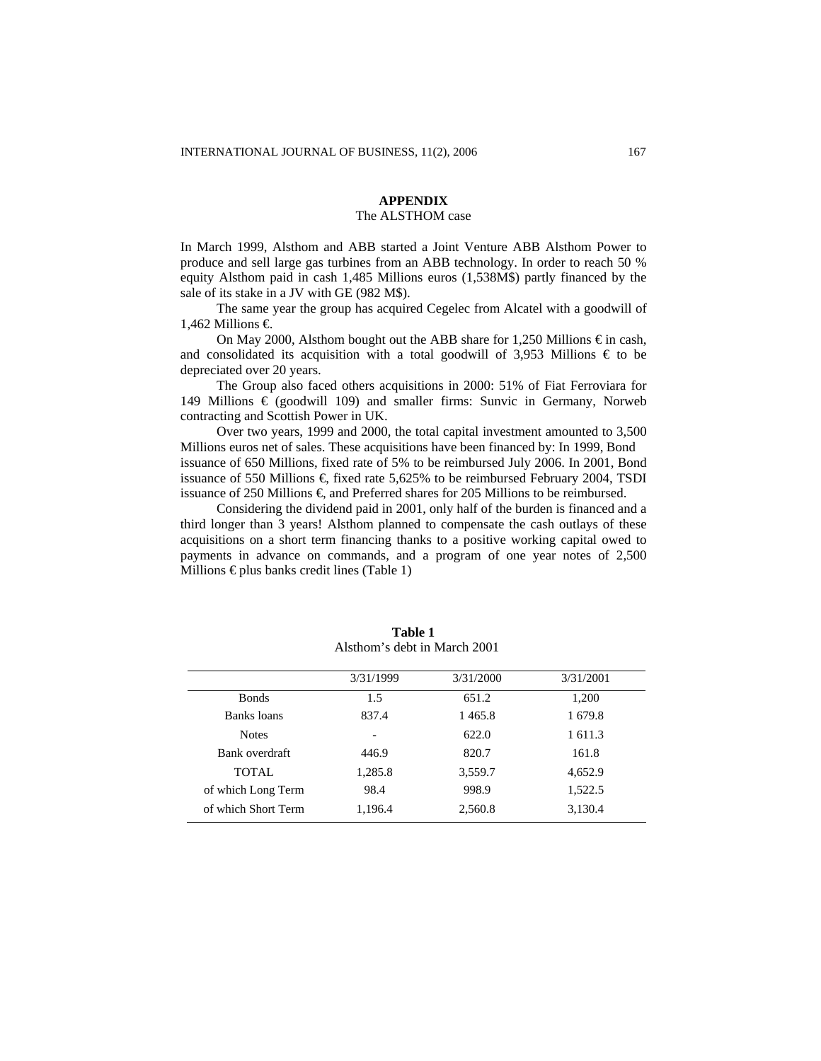## APPENDIX

The ALSTHOM case

In March 1999, Alsthom and ABB started a Joint Venture ABB Alsthom Power to produce and sell large gas turbines from an ABB technology. In order to reach 50 % equity Alsthom paid in cash 1,485 Millions euros (1,538M$) partly financed by the sale of its stake in a JV with GE (982 M$).

The same year the group has acquired Cegelec from Alcatel with a goodwill of 1,462 Millions €.

On May 2000, Alsthom bought out the ABB share for 1,250 Millions € in cash, and consolidated its acquisition with a total goodwill of 3,953 Millions € to be depreciated over 20 years.

The Group also faced others acquisitions in 2000: 51% of Fiat Ferroviara for 149 Millions € (goodwill 109) and smaller firms: Sunvic in Germany, Norweb contracting and Scottish Power in UK.

Over two years, 1999 and 2000, the total capital investment amounted to 3,500 Millions euros net of sales. These acquisitions have been financed by: In 1999, Bond issuance of 650 Millions, fixed rate of 5% to be reimbursed July 2006. In 2001, Bond issuance of 550 Millions €, fixed rate 5,625% to be reimbursed February 2004, TSDI issuance of 250 Millions €, and Preferred shares for 205 Millions to be reimbursed.

Considering the dividend paid in 2001, only half of the burden is financed and a third longer than 3 years! Alsthom planned to compensate the cash outlays of these acquisitions on a short term financing thanks to a positive working capital owed to payments in advance on commands, and a program of one year notes of 2,500 Millions € plus banks credit lines (Table 1)

**Table 1**
Alsthom's debt in March 2001

| | 3/31/1999 | 3/31/2000 | 3/31/2001 |
|---|---|---|---|
| Bonds | 1.5 | 651.2 | 1,200 |
| Banks loans | 837.4 | 1 465.8 | 1 679.8 |
| Notes | - | 622.0 | 1 611.3 |
| Bank overdraft | 446.9 | 820.7 | 161.8 |
| TOTAL | 1,285.8 | 3,559.7 | 4,652.9 |
| of which Long Term | 98.4 | 998.9 | 1,522.5 |
| of which Short Term | 1,196.4 | 2,560.8 | 3,130.4 |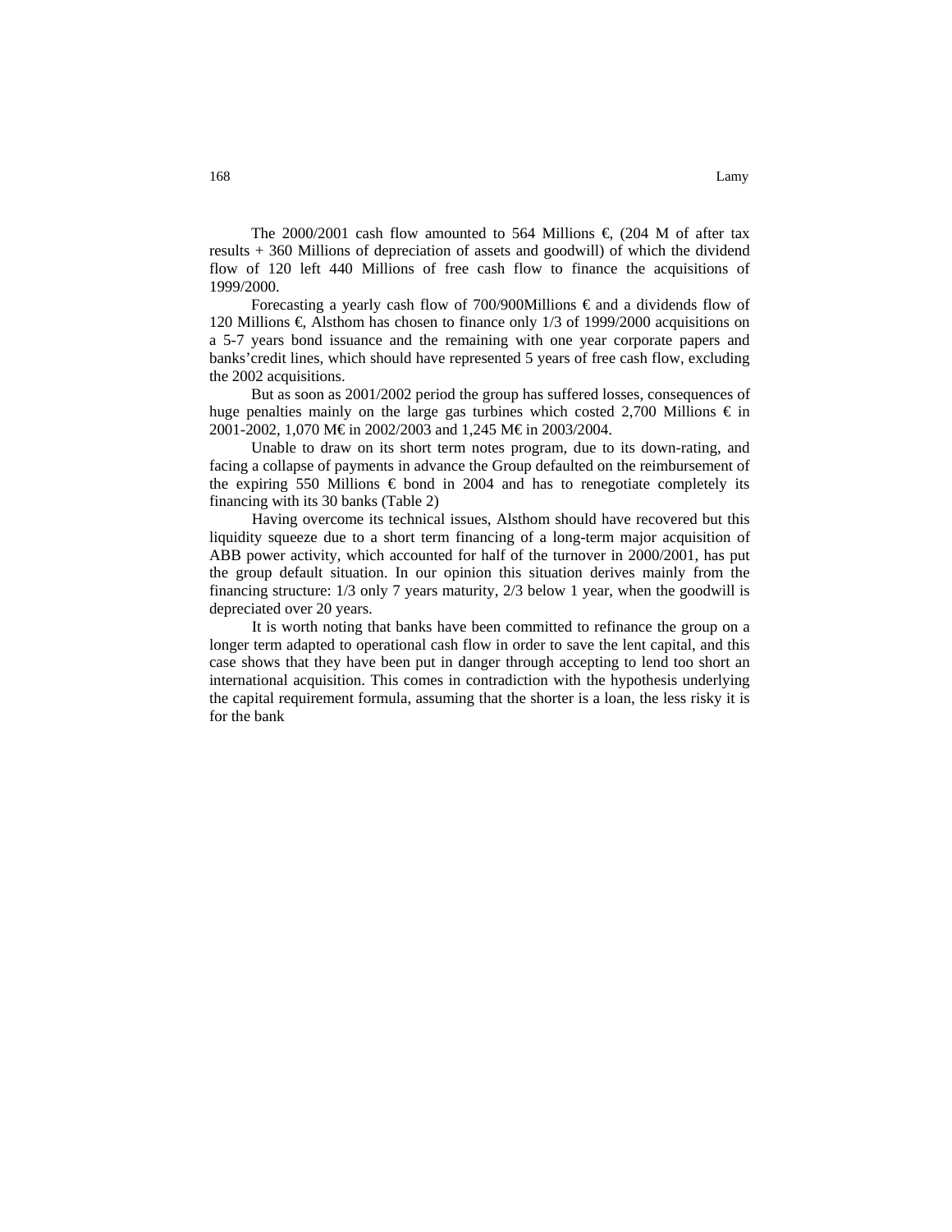The 2000/2001 cash flow amounted to 564 Millions €, (204 M of after tax results + 360 Millions of depreciation of assets and goodwill) of which the dividend flow of 120 left 440 Millions of free cash flow to finance the acquisitions of 1999/2000.

Forecasting a yearly cash flow of 700/900Millions € and a dividends flow of 120 Millions €, Alsthom has chosen to finance only 1/3 of 1999/2000 acquisitions on a 5-7 years bond issuance and the remaining with one year corporate papers and banks'credit lines, which should have represented 5 years of free cash flow, excluding the 2002 acquisitions.

But as soon as 2001/2002 period the group has suffered losses, consequences of huge penalties mainly on the large gas turbines which costed 2,700 Millions € in 2001-2002, 1,070 M€ in 2002/2003 and 1,245 M€ in 2003/2004.

Unable to draw on its short term notes program, due to its down-rating, and facing a collapse of payments in advance the Group defaulted on the reimbursement of the expiring 550 Millions € bond in 2004 and has to renegotiate completely its financing with its 30 banks (Table 2)

Having overcome its technical issues, Alsthom should have recovered but this liquidity squeeze due to a short term financing of a long-term major acquisition of ABB power activity, which accounted for half of the turnover in 2000/2001, has put the group default situation. In our opinion this situation derives mainly from the financing structure: 1/3 only 7 years maturity, 2/3 below 1 year, when the goodwill is depreciated over 20 years.

It is worth noting that banks have been committed to refinance the group on a longer term adapted to operational cash flow in order to save the lent capital, and this case shows that they have been put in danger through accepting to lend too short an international acquisition. This comes in contradiction with the hypothesis underlying the capital requirement formula, assuming that the shorter is a loan, the less risky it is for the bank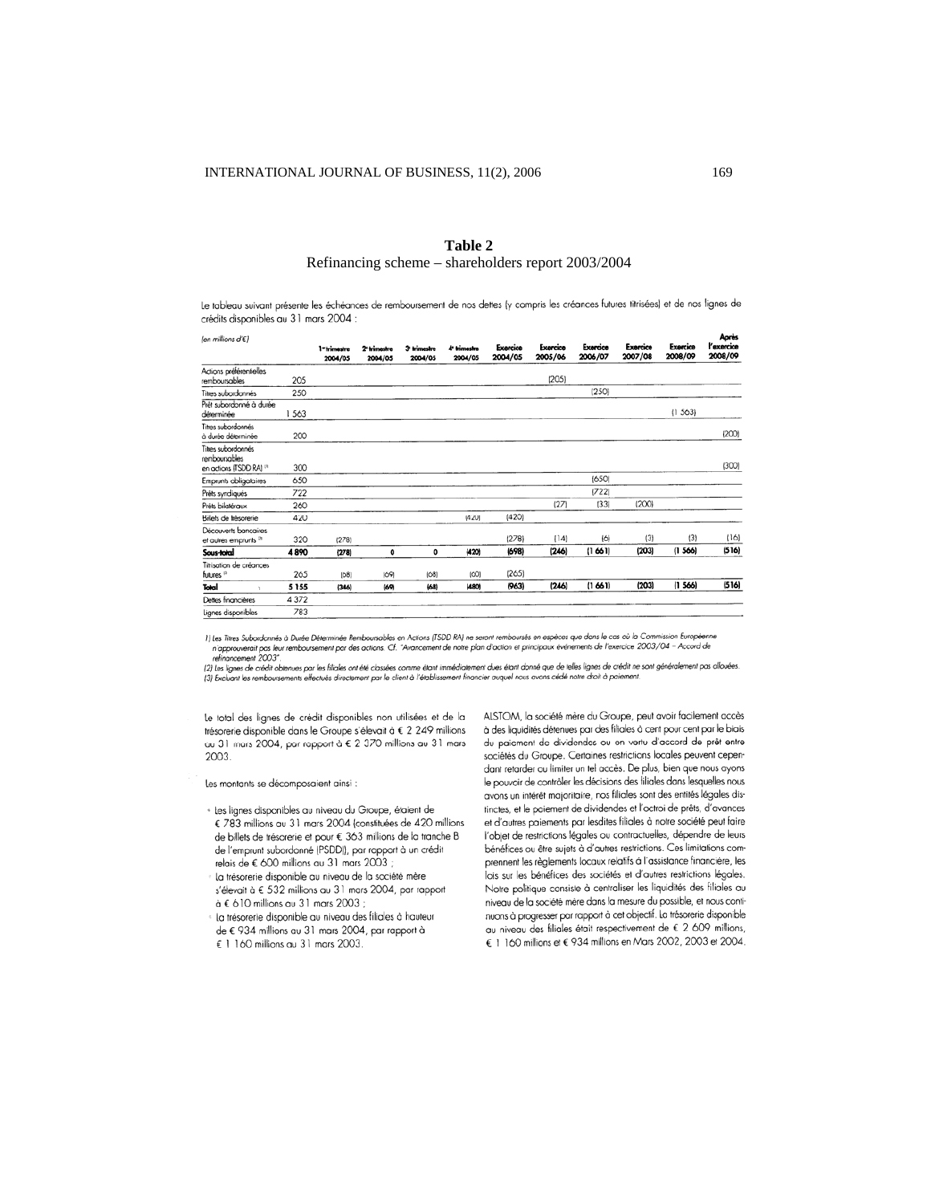**Table 2**
Refinancing scheme – shareholders report 2003/2004

Le tableau suivant présente les échéances de remboursement de nos dettes (y compris les créances futures titrisées) et de nos lignes de crédits disponibles au 31 mars 2004 :

| (en millions d'€) | | 1er trimestre 2004/05 | 2e trimestre 2004/05 | 3e trimestre 2004/05 | 4e trimestre 2004/05 | Exercice 2004/05 | Exercice 2005/06 | Exercice 2006/07 | Exercice 2007/08 | Exercice 2008/09 | Après l'exercice 2008/09 |
|---|---|---|---|---|---|---|---|---|---|---|---|
| Actions préférentielles remboursables | 205 | | | | | | (205) | | | | |
| Titres subordonnés | 250 | | | | | | | (250) | | | |
| Prêt subordonné à durée déterminée | 1 563 | | | | | | | | | (1 563) | |
| Titres subordonnés à durée déterminée | 200 | | | | | | | | | | (200) |
| Titres subordonnés remboursables en actions (TSDD RA) [1] | 300 | | | | | | | | | | (300) |
| Emprunts obligataires | 650 | | | | | | | (650) | | | |
| Prêts syndiqués | 722 | | | | | | | (722) | | | |
| Prêts bilatéraux | 260 | | | | | | (27) | (33) | (200) | | |
| Billets de trésorerie | 420 | | | | (420) | (420) | | | | | |
| Découverts bancaires et autres emprunts [2] | 320 | (278) | | | | (278) | (14) | (6) | (3) | (3) | (16) |
| **Sous-total** | **4 890** | **(278)** | **0** | **0** | **(420)** | **(698)** | **(246)** | **(1 661)** | **(203)** | **(1 566)** | **(516)** |
| Titrisation de créances futures [3] | 265 | (68) | (69) | (68) | (60) | (265) | | | | | |
| **Total** | **5 155** | **(346)** | **(69)** | **(68)** | **(480)** | **(963)** | **(246)** | **(1 661)** | **(203)** | **(1 566)** | **(516)** |
| Dettes financières | 4 372 | | | | | | | | | | |
| Lignes disponibles | 783 | | | | | | | | | | |

*1) Les Titres Subordonnés à Durée Déterminée Remboursables en Actions (TSDD RA) ne seront remboursés en espèces que dans le cas où la Commission Européenne n'approuverait pas leur remboursement par des actions. Cf. "Avancement de notre plan d'action et principaux événements de l'exercice 2003/04 – Accord de refinancement 2003".*

*(2) Les lignes de crédit obtenues par les filiales ont été classées comme étant immédiatement dues étant donné que de telles lignes de crédit ne sont généralement pas allouées.*

*(3) Excluant les remboursements effectués directement par le client à l'établissement financier auquel nous avons cédé notre droit à paiement.*

Le total des lignes de crédit disponibles non utilisées et de la trésorerie disponible dans le Groupe s'élevait à € 2 249 millions au 31 mars 2004, par rapport à € 2 370 millions au 31 mars 2003.

Les montants se décomposaient ainsi :

- Les lignes disponibles au niveau du Groupe, étaient de € 783 millions au 31 mars 2004 (constituées de 420 millions de billets de trésorerie et pour € 363 millions de la tranche B de l'emprunt subordonné (PSDD)), par rapport à un crédit relais de € 600 millions au 31 mars 2003 ;
- La trésorerie disponible au niveau de la société mère s'élevait à € 532 millions au 31 mars 2004, par rapport à € 610 millions au 31 mars 2003 ;
- La trésorerie disponible au niveau des filiales à hauteur de € 934 millions au 31 mars 2004, par rapport à € 1 160 millions au 31 mars 2003.

ALSTOM, la société mère du Groupe, peut avoir facilement accès à des liquidités détenues par des filiales à cent pour cent par le biais du paiement de dividendes ou en vertu d'accord de prêt entre sociétés du Groupe. Certaines restrictions locales peuvent cependant retarder ou limiter un tel accès. De plus, bien que nous ayons le pouvoir de contrôler les décisions des filiales dans lesquelles nous avons un intérêt majoritaire, nos filiales sont des entités légales distinctes, et le paiement de dividendes et l'octroi de prêts, d'avances et d'autres paiements par lesdites filiales à notre société peut faire l'objet de restrictions légales ou contractuelles, dépendre de leurs bénéfices ou être sujets à d'autres restrictions. Ces limitations comprennent les règlements locaux relatifs à l'assistance financière, les lois sur les bénéfices des sociétés et d'autres restrictions légales. Notre politique consiste à centraliser les liquidités des filiales au niveau de la société mère dans la mesure du possible, et nous continuons à progresser par rapport à cet objectif. La trésorerie disponible au niveau des filiales était respectivement de € 2 609 millions, € 1 160 millions et € 934 millions en Mars 2002, 2003 et 2004.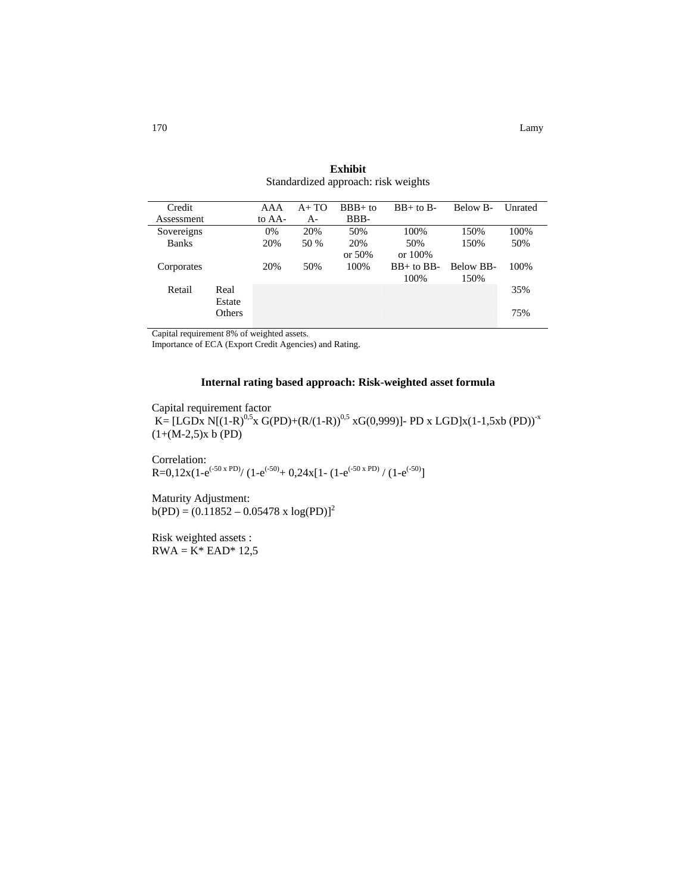**Exhibit**
Standardized approach: risk weights

| Credit Assessment | | AAA to AA- | A+ TO A- | BBB+ to BBB- | BB+ to B- | Below B- | Unrated |
|---|---|---|---|---|---|---|---|
| Sovereigns | | 0% | 20% | 50% | 100% | 150% | 100% |
| Banks | | 20% | 50 % | 20% or 50% | 50% or 100% | 150% | 50% |
| Corporates | | 20% | 50% | 100% | BB+ to BB- 100% | Below BB- 150% | 100% |
| Retail | Real Estate | | | | | | 35% |
| | Others | | | | | | 75% |

Capital requirement 8% of weighted assets.
Importance of ECA (Export Credit Agencies) and Rating.

**Internal rating based approach: Risk-weighted asset formula**

Capital requirement factor
$K= [LGDx\ N[(1-R)^{0,5}x\ G(PD)+(R/(1-R))^{0,5}\ xG(0,999)]- PD\ x\ LGD]x(1-1,5xb\ (PD))^{-x}$
$(1+(M-2,5)x\ b\ (PD)$

Correlation:
$R=0,12x(1-e^{(-50\ x\ PD)}/\ (1-e^{(-50)}+ 0,24x[1- (1-e^{(-50\ x\ PD)}\ /\ (1-e^{(-50)}]$

Maturity Adjustment:
$b(PD) = (0.11852 – 0.05478\ x\ log(PD)]^{2}$

Risk weighted assets :
RWA = K* EAD* 12,5